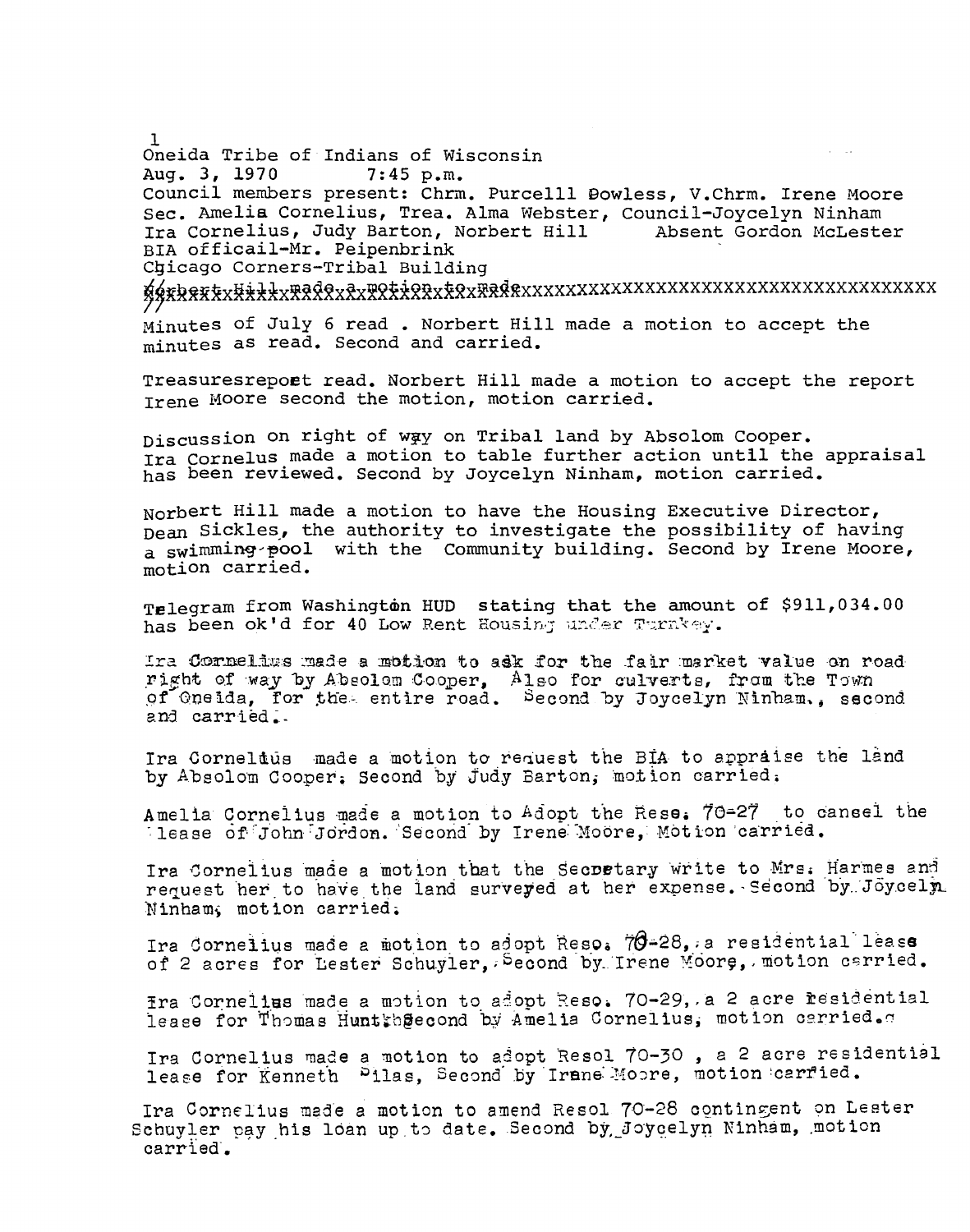1
Oneida Tribe of Indians of Wisconsin
Aug. 3, 1970 7:45 p.m.
Council members present: Chrm. Purcelll Bowless, V.Chrm. Irene Moore
Sec. Amelia Cornelius, Trea. Alma Webster, Council-Joycelyn Ninham
Ira Cornelius, Judy Barton, Norbert Hill Absent Gordon McLester
BIA officail-Mr. Peipenbrink
Chicago Corners-Tribal Building
~~Norbert Hill made a motion to made~~XXXXXXXXXXXXXXXXXXXXXXXXXXXXXXXXXXXX

Minutes of July 6 read . Norbert Hill made a motion to accept the minutes as read. Second and carried.

Treasuresrepoet read. Norbert Hill made a motion to accept the report Irene Moore second the motion, motion carried.

Discussion on right of way on Tribal land by Absolom Cooper. Ira Cornelus made a motion to table further action until the appraisal has been reviewed. Second by Joycelyn Ninham, motion carried.

Norbert Hill made a motion to have the Housing Executive Director, Dean Sickles, the authority to investigate the possibility of having a swimming pool with the Community building. Second by Irene Moore, motion carried.

Telegram from Washington HUD stating that the amount of $911,034.00 has been ok'd for 40 Low Rent Housing under Turnkey.

Ira Cornelius made a motion to ask for the fair market value on road right of way by Absolom Cooper, Also for culverts, from the Town of Oneida, for the entire road. Second by Joycelyn Ninham., second and carried.

Ira Corneldus made a motion to request the BIA to appraise the land by Absolom Cooper. Second by Judy Barton, motion carried.

Amelia Cornelius made a motion to Adopt the Reso. 70-27 to cansel the lease of John Jordon. Second by Irene Moore, Motion carried.

Ira Cornelius made a motion that the Secretary write to Mrs. Harmes and request her to have the land surveyed at her expense. Second by Joycelyn Ninham, motion carried.

Ira Cornelius made a motion to adopt Reso. 70-28, a residential lease of 2 acres for Lester Schuyler, Second by Irene Moore, motion carried.

Ira Cornelius made a motion to adopt Reso. 70-29, a 2 acre residential lease for Thomas Hunt. Second by Amelia Cornelius, motion carried.

Ira Cornelius made a motion to adopt Resol 70-30 , a 2 acre residential lease for Kenneth Silas, Second by Irene Moore, motion carried.

Ira Cornelius made a motion to amend Resol 70-28 contingent on Lester Schuyler pay his loan up to date. Second by Joycelyn Ninham, motion carried.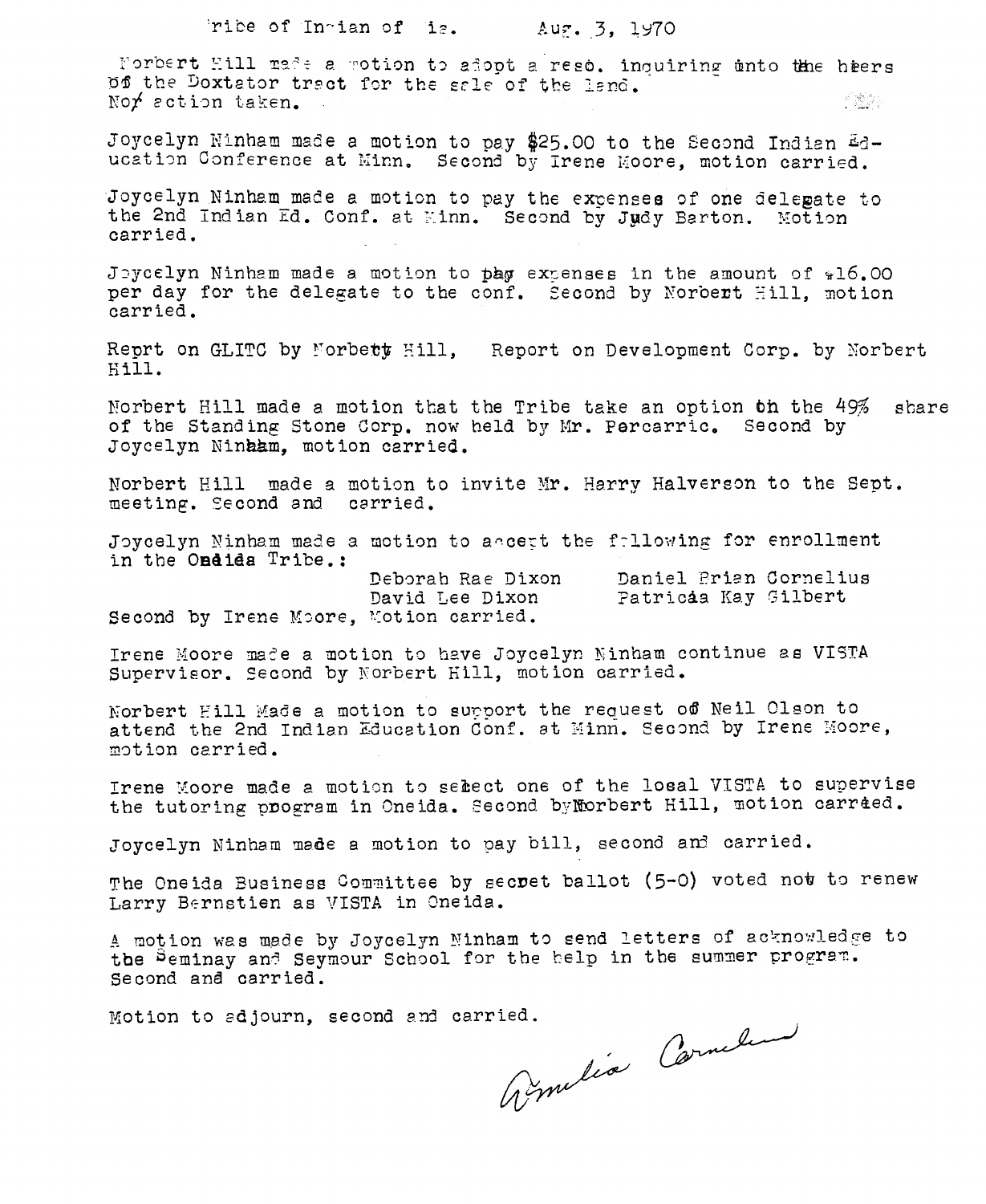Tribe of Indian of Wis.     Aug. 3, 1970

Norbert Hill made a motion to adopt a reso. inquiring into the heers of the Doxtator tract for the sale of the land. No action taken.

Joycelyn Ninham made a motion to pay $25.00 to the Second Indian Education Conference at Minn. Second by Irene Moore, motion carried.

Joycelyn Ninham made a motion to pay the expenses of one delegate to the 2nd Indian Ed. Conf. at Minn. Second by Judy Barton. Motion carried.

Joycelyn Ninham made a motion to pay expenses in the amount of $16.00 per day for the delegate to the conf. Second by Norbert Hill, motion carried.

Reprt on GLITC by Norbert Hill, Report on Development Corp. by Norbert Hill.

Norbert Hill made a motion that the Tribe take an option on the 49% share of the Standing Stone Corp. now held by Mr. Percarric. Second by Joycelyn Ninham, motion carried.

Norbert Hill made a motion to invite Mr. Harry Halverson to the Sept. meeting. Second and carried.

Joycelyn Ninham made a motion to accept the following for enrollment in the Oneida Tribe.:

Deborah Rae Dixon     Daniel Brian Cornelius
David Lee Dixon     Patricia Kay Gilbert

Second by Irene Moore, Motion carried.

Irene Moore made a motion to have Joycelyn Ninham continue as VISTA Supervisor. Second by Norbert Hill, motion carried.

Norbert Hill Made a motion to support the request of Neil Olson to attend the 2nd Indian Education Conf. at Minn. Second by Irene Moore, motion carried.

Irene Moore made a motion to select one of the losal VISTA to supervise the tutoring program in Oneida. Second by Norbert Hill, motion carried.

Joycelyn Ninham made a motion to pay bill, second and carried.

The Oneida Business Committee by secret ballot (5-0) voted not to renew Larry Bernstien as VISTA in Oneida.

A motion was made by Joycelyn Ninham to send letters of acknowledge to the Seminay and Seymour School for the help in the summer program. Second and carried.

Motion to adjourn, second and carried.

Amelia Cornelius